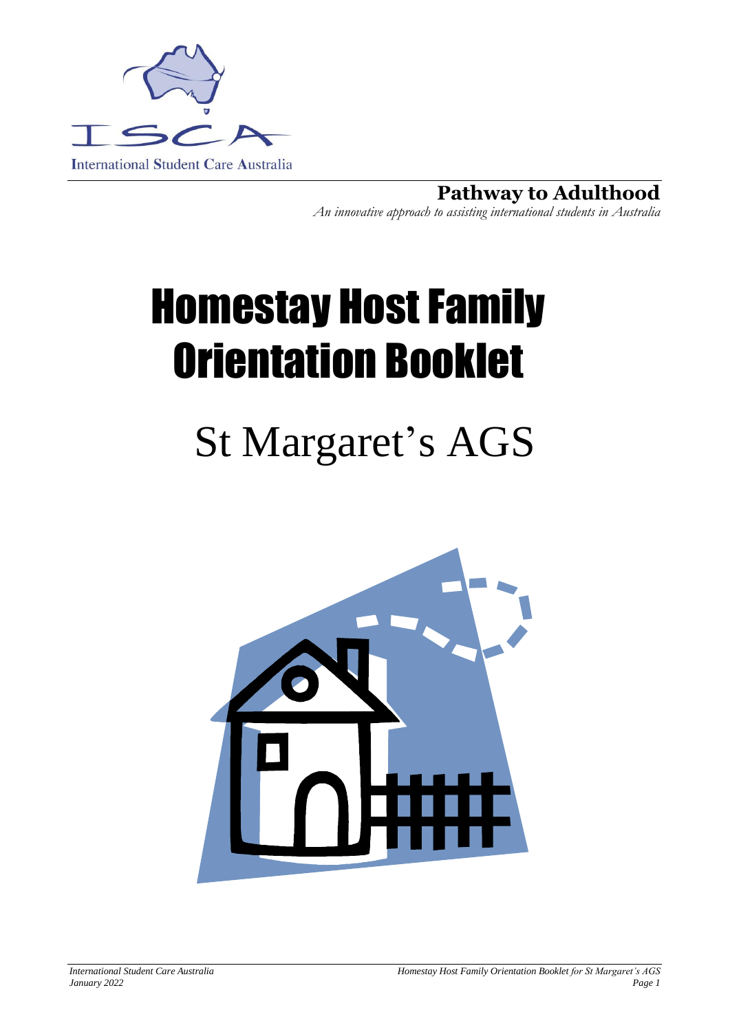ISCA

International Student Care Australia

**Pathway to Adulthood**

*An innovative approach to assisting international students in Australia*

# Homestay Host Family Orientation Booklet

# St Margaret's AGS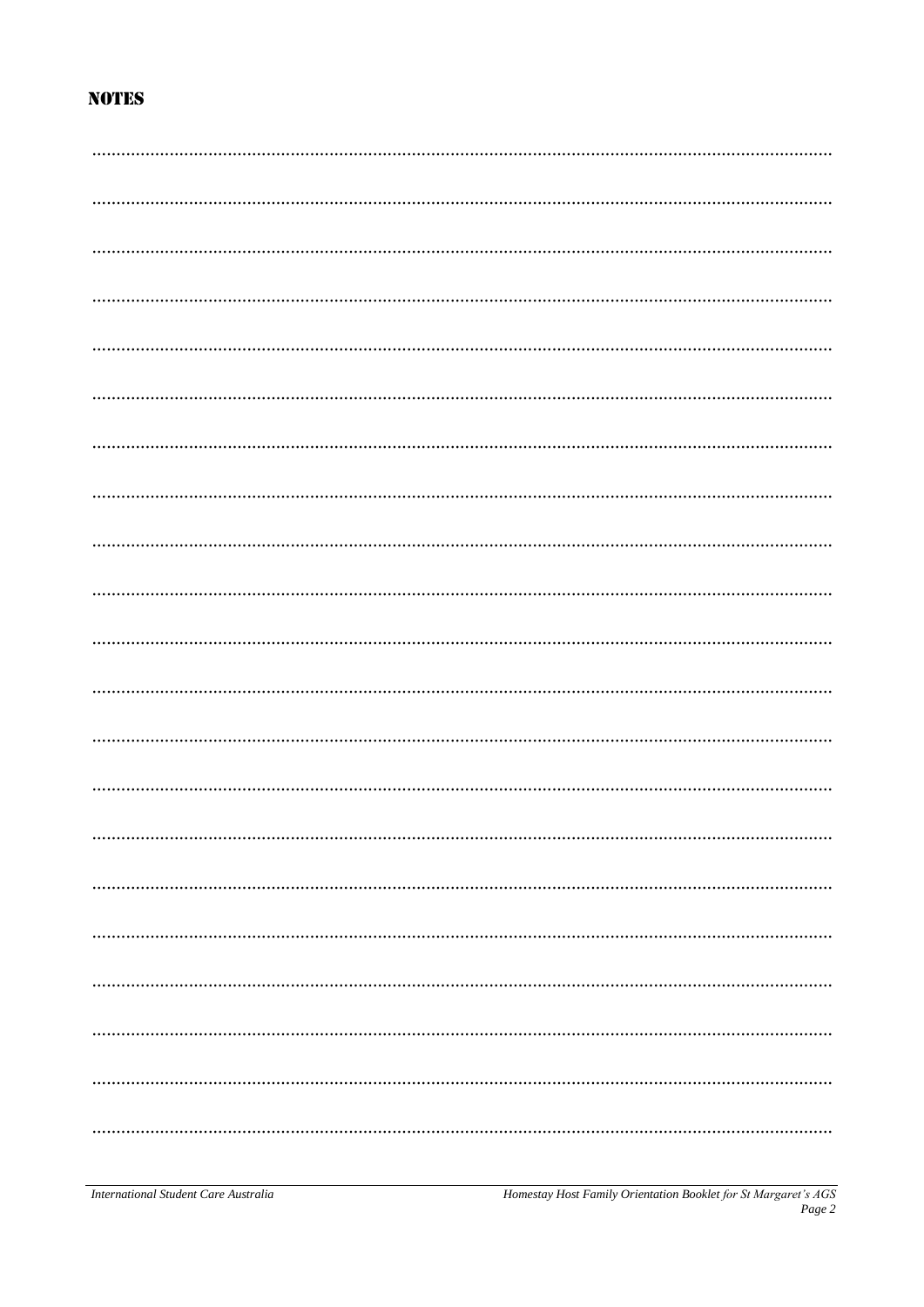## NOTES

........................................................................................................................................................

........................................................................................................................................................

........................................................................................................................................................

........................................................................................................................................................

........................................................................................................................................................

........................................................................................................................................................

........................................................................................................................................................

........................................................................................................................................................

........................................................................................................................................................

........................................................................................................................................................

........................................................................................................................................................

........................................................................................................................................................

........................................................................................................................................................

........................................................................................................................................................

........................................................................................................................................................

........................................................................................................................................................

........................................................................................................................................................

........................................................................................................................................................

........................................................................................................................................................

........................................................................................................................................................

........................................................................................................................................................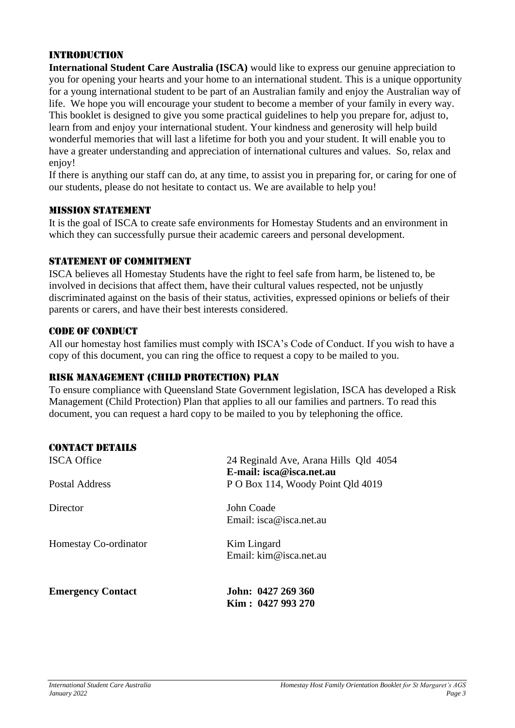## Introduction

**International Student Care Australia (ISCA)** would like to express our genuine appreciation to you for opening your hearts and your home to an international student. This is a unique opportunity for a young international student to be part of an Australian family and enjoy the Australian way of life. We hope you will encourage your student to become a member of your family in every way. This booklet is designed to give you some practical guidelines to help you prepare for, adjust to, learn from and enjoy your international student. Your kindness and generosity will help build wonderful memories that will last a lifetime for both you and your student. It will enable you to have a greater understanding and appreciation of international cultures and values. So, relax and enjoy!

If there is anything our staff can do, at any time, to assist you in preparing for, or caring for one of our students, please do not hesitate to contact us. We are available to help you!

## Mission Statement

It is the goal of ISCA to create safe environments for Homestay Students and an environment in which they can successfully pursue their academic careers and personal development.

## Statement of Commitment

ISCA believes all Homestay Students have the right to feel safe from harm, be listened to, be involved in decisions that affect them, have their cultural values respected, not be unjustly discriminated against on the basis of their status, activities, expressed opinions or beliefs of their parents or carers, and have their best interests considered.

## Code of Conduct

All our homestay host families must comply with ISCA's Code of Conduct. If you wish to have a copy of this document, you can ring the office to request a copy to be mailed to you.

## Risk Management (Child Protection) Plan

To ensure compliance with Queensland State Government legislation, ISCA has developed a Risk Management (Child Protection) Plan that applies to all our families and partners. To read this document, you can request a hard copy to be mailed to you by telephoning the office.

## Contact Details

| | |
|---|---|
| ISCA Office | 24 Reginald Ave, Arana Hills Qld 4054<br>**E-mail: isca@isca.net.au** |
| Postal Address | P O Box 114, Woody Point Qld 4019 |
| Director | John Coade<br>Email: isca@isca.net.au |
| Homestay Co-ordinator | Kim Lingard<br>Email: kim@isca.net.au |
| **Emergency Contact** | **John: 0427 269 360**<br>**Kim : 0427 993 270** |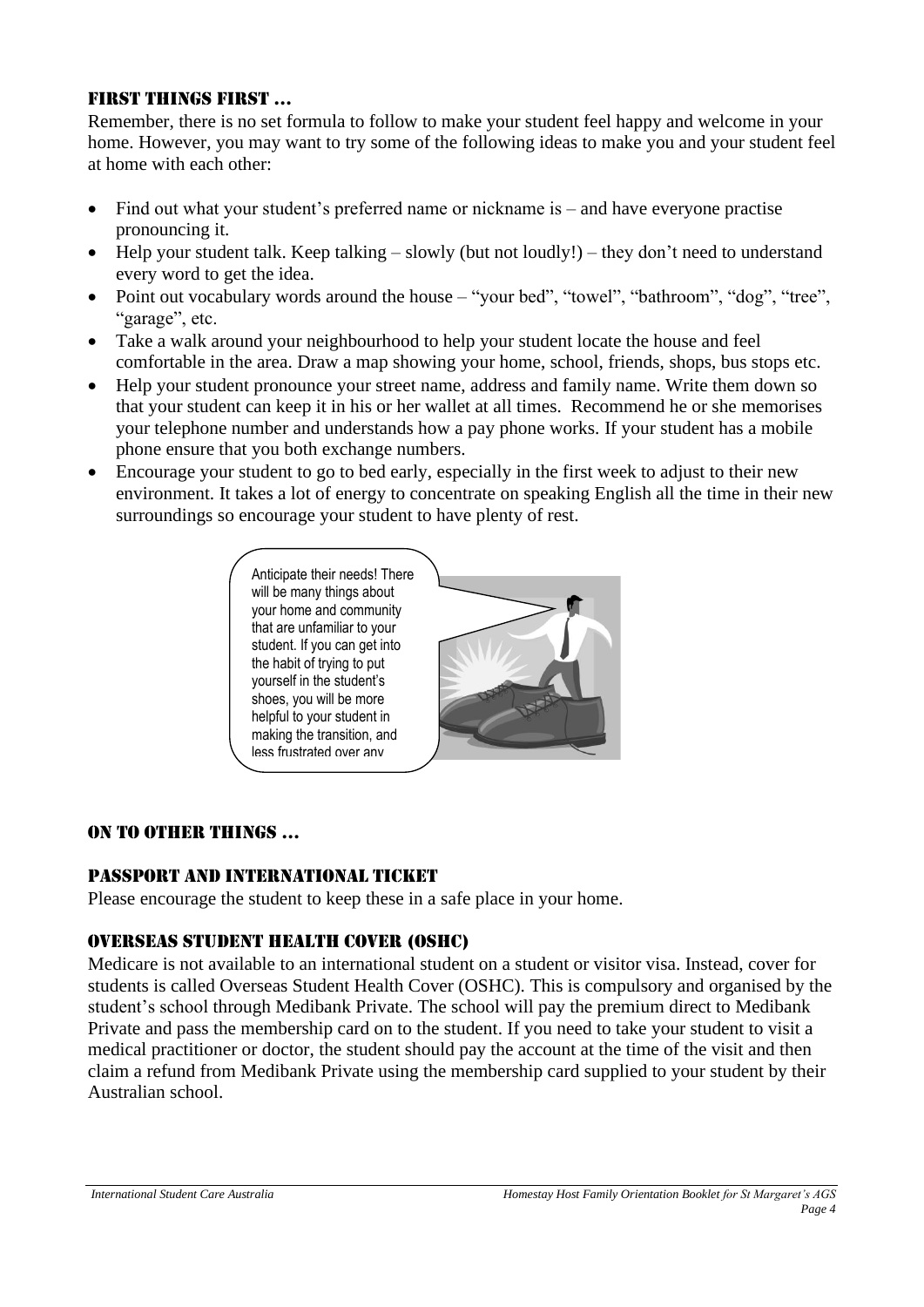## First things first …

Remember, there is no set formula to follow to make your student feel happy and welcome in your home. However, you may want to try some of the following ideas to make you and your student feel at home with each other:

- Find out what your student's preferred name or nickname is – and have everyone practise pronouncing it.
- Help your student talk. Keep talking – slowly (but not loudly!) – they don't need to understand every word to get the idea.
- Point out vocabulary words around the house – "your bed", "towel", "bathroom", "dog", "tree", "garage", etc.
- Take a walk around your neighbourhood to help your student locate the house and feel comfortable in the area. Draw a map showing your home, school, friends, shops, bus stops etc.
- Help your student pronounce your street name, address and family name. Write them down so that your student can keep it in his or her wallet at all times. Recommend he or she memorises your telephone number and understands how a pay phone works. If your student has a mobile phone ensure that you both exchange numbers.
- Encourage your student to go to bed early, especially in the first week to adjust to their new environment. It takes a lot of energy to concentrate on speaking English all the time in their new surroundings so encourage your student to have plenty of rest.

Anticipate their needs! There will be many things about your home and community that are unfamiliar to your student. If you can get into the habit of trying to put yourself in the student's shoes, you will be more helpful to your student in making the transition, and less frustrated over any

## On to other things …

### Passport and International Ticket

Please encourage the student to keep these in a safe place in your home.

### Overseas Student Health Cover (OSHC)

Medicare is not available to an international student on a student or visitor visa. Instead, cover for students is called Overseas Student Health Cover (OSHC). This is compulsory and organised by the student's school through Medibank Private. The school will pay the premium direct to Medibank Private and pass the membership card on to the student. If you need to take your student to visit a medical practitioner or doctor, the student should pay the account at the time of the visit and then claim a refund from Medibank Private using the membership card supplied to your student by their Australian school.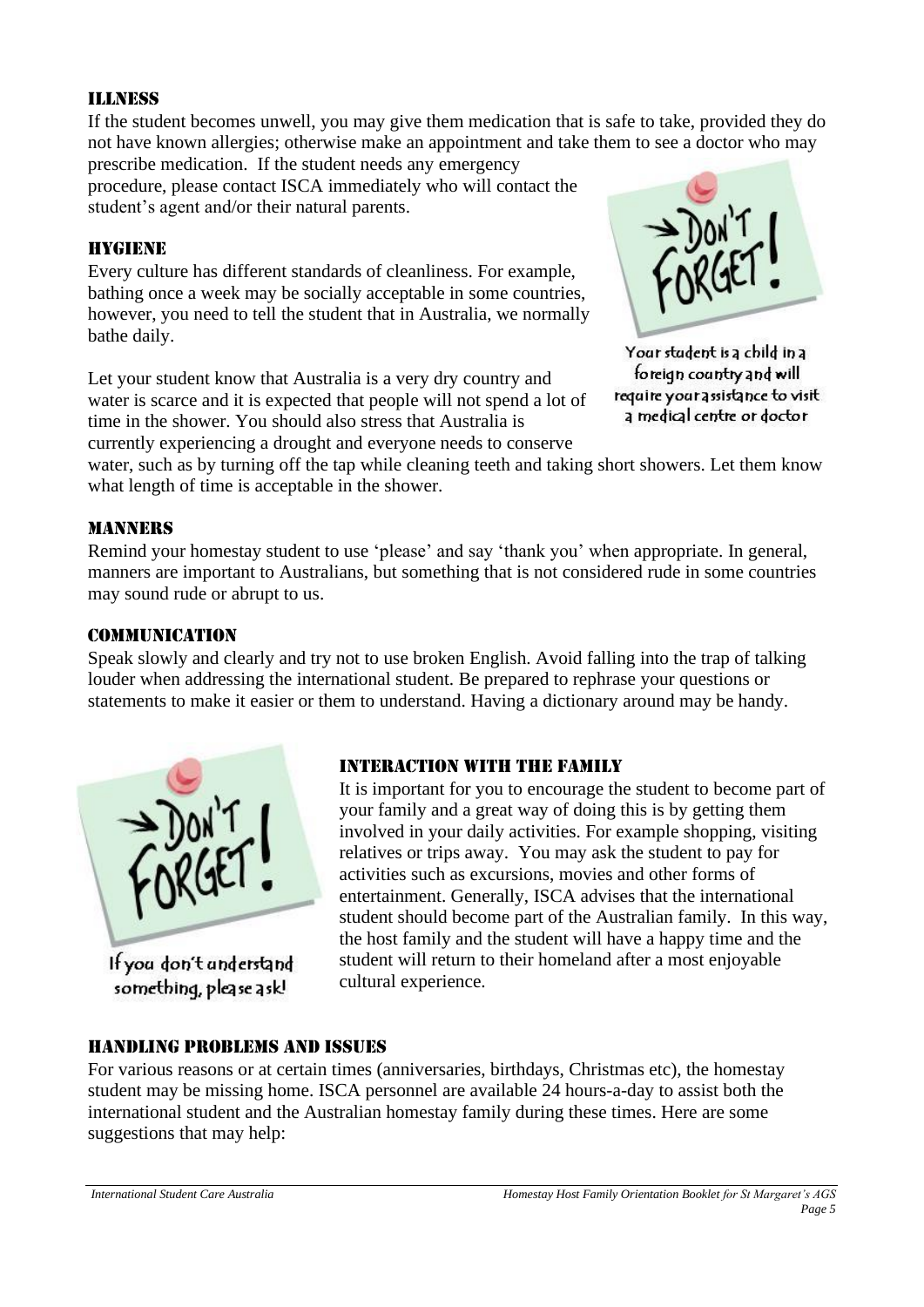### ILLNESS

If the student becomes unwell, you may give them medication that is safe to take, provided they do not have known allergies; otherwise make an appointment and take them to see a doctor who may prescribe medication. If the student needs any emergency procedure, please contact ISCA immediately who will contact the student's agent and/or their natural parents.

### HYGIENE

Every culture has different standards of cleanliness. For example, bathing once a week may be socially acceptable in some countries, however, you need to tell the student that in Australia, we normally bathe daily.

Let your student know that Australia is a very dry country and water is scarce and it is expected that people will not spend a lot of time in the shower. You should also stress that Australia is currently experiencing a drought and everyone needs to conserve water, such as by turning off the tap while cleaning teeth and taking short showers. Let them know what length of time is acceptable in the shower.

DON'T FORGET!

Your student is a child in a foreign country and will require your assistance to visit a medical centre or doctor

### MANNERS

Remind your homestay student to use 'please' and say 'thank you' when appropriate. In general, manners are important to Australians, but something that is not considered rude in some countries may sound rude or abrupt to us.

### COMMUNICATION

Speak slowly and clearly and try not to use broken English. Avoid falling into the trap of talking louder when addressing the international student. Be prepared to rephrase your questions or statements to make it easier or them to understand. Having a dictionary around may be handy.

DON'T FORGET!

If you don't understand something, please ask!

### INTERACTION WITH THE FAMILY

It is important for you to encourage the student to become part of your family and a great way of doing this is by getting them involved in your daily activities. For example shopping, visiting relatives or trips away. You may ask the student to pay for activities such as excursions, movies and other forms of entertainment. Generally, ISCA advises that the international student should become part of the Australian family. In this way, the host family and the student will have a happy time and the student will return to their homeland after a most enjoyable cultural experience.

### HANDLING PROBLEMS AND ISSUES

For various reasons or at certain times (anniversaries, birthdays, Christmas etc), the homestay student may be missing home. ISCA personnel are available 24 hours-a-day to assist both the international student and the Australian homestay family during these times. Here are some suggestions that may help: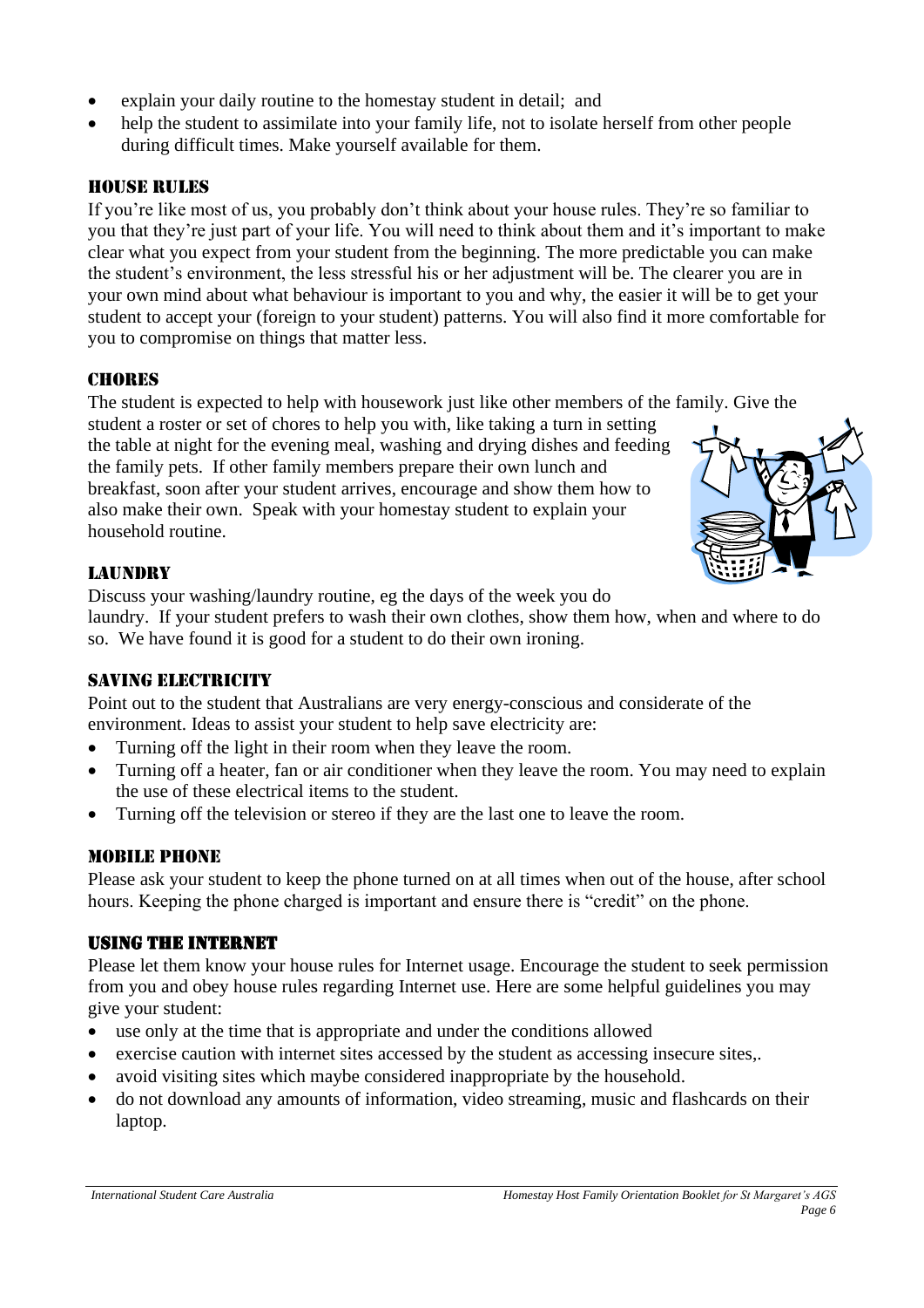- explain your daily routine to the homestay student in detail; and
- help the student to assimilate into your family life, not to isolate herself from other people during difficult times. Make yourself available for them.

## HOUSE RULES

If you're like most of us, you probably don't think about your house rules. They're so familiar to you that they're just part of your life. You will need to think about them and it's important to make clear what you expect from your student from the beginning. The more predictable you can make the student's environment, the less stressful his or her adjustment will be. The clearer you are in your own mind about what behaviour is important to you and why, the easier it will be to get your student to accept your (foreign to your student) patterns. You will also find it more comfortable for you to compromise on things that matter less.

## CHORES

The student is expected to help with housework just like other members of the family. Give the student a roster or set of chores to help you with, like taking a turn in setting the table at night for the evening meal, washing and drying dishes and feeding the family pets. If other family members prepare their own lunch and breakfast, soon after your student arrives, encourage and show them how to also make their own. Speak with your homestay student to explain your household routine.

## LAUNDRY

Discuss your washing/laundry routine, eg the days of the week you do laundry. If your student prefers to wash their own clothes, show them how, when and where to do so. We have found it is good for a student to do their own ironing.

## SAVING ELECTRICITY

Point out to the student that Australians are very energy-conscious and considerate of the environment. Ideas to assist your student to help save electricity are:

- Turning off the light in their room when they leave the room.
- Turning off a heater, fan or air conditioner when they leave the room. You may need to explain the use of these electrical items to the student.
- Turning off the television or stereo if they are the last one to leave the room.

## MOBILE PHONE

Please ask your student to keep the phone turned on at all times when out of the house, after school hours. Keeping the phone charged is important and ensure there is "credit" on the phone.

## USING THE INTERNET

Please let them know your house rules for Internet usage. Encourage the student to seek permission from you and obey house rules regarding Internet use. Here are some helpful guidelines you may give your student:

- use only at the time that is appropriate and under the conditions allowed
- exercise caution with internet sites accessed by the student as accessing insecure sites,.
- avoid visiting sites which maybe considered inappropriate by the household.
- do not download any amounts of information, video streaming, music and flashcards on their laptop.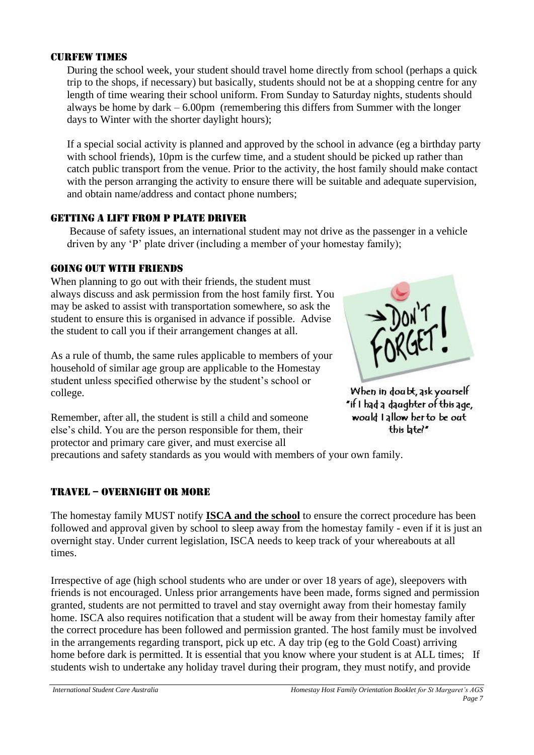## Curfew Times

During the school week, your student should travel home directly from school (perhaps a quick trip to the shops, if necessary) but basically, students should not be at a shopping centre for any length of time wearing their school uniform. From Sunday to Saturday nights, students should always be home by dark – 6.00pm (remembering this differs from Summer with the longer days to Winter with the shorter daylight hours);

If a special social activity is planned and approved by the school in advance (eg a birthday party with school friends), 10pm is the curfew time, and a student should be picked up rather than catch public transport from the venue. Prior to the activity, the host family should make contact with the person arranging the activity to ensure there will be suitable and adequate supervision, and obtain name/address and contact phone numbers;

## Getting a lift from P plate driver

Because of safety issues, an international student may not drive as the passenger in a vehicle driven by any 'P' plate driver (including a member of your homestay family);

## Going out with friends

When planning to go out with their friends, the student must always discuss and ask permission from the host family first. You may be asked to assist with transportation somewhere, so ask the student to ensure this is organised in advance if possible. Advise the student to call you if their arrangement changes at all.

As a rule of thumb, the same rules applicable to members of your household of similar age group are applicable to the Homestay student unless specified otherwise by the student's school or college.

Remember, after all, the student is still a child and someone else's child. You are the person responsible for them, their protector and primary care giver, and must exercise all precautions and safety standards as you would with members of your own family.

DON'T FORGET!

When in doubt, ask yourself "if I had a daughter of this age, would I allow her to be out this late?"

## Travel – overnight or more

The homestay family MUST notify **ISCA and the school** to ensure the correct procedure has been followed and approval given by school to sleep away from the homestay family - even if it is just an overnight stay. Under current legislation, ISCA needs to keep track of your whereabouts at all times.

Irrespective of age (high school students who are under or over 18 years of age), sleepovers with friends is not encouraged. Unless prior arrangements have been made, forms signed and permission granted, students are not permitted to travel and stay overnight away from their homestay family home. ISCA also requires notification that a student will be away from their homestay family after the correct procedure has been followed and permission granted. The host family must be involved in the arrangements regarding transport, pick up etc. A day trip (eg to the Gold Coast) arriving home before dark is permitted. It is essential that you know where your student is at ALL times; If students wish to undertake any holiday travel during their program, they must notify, and provide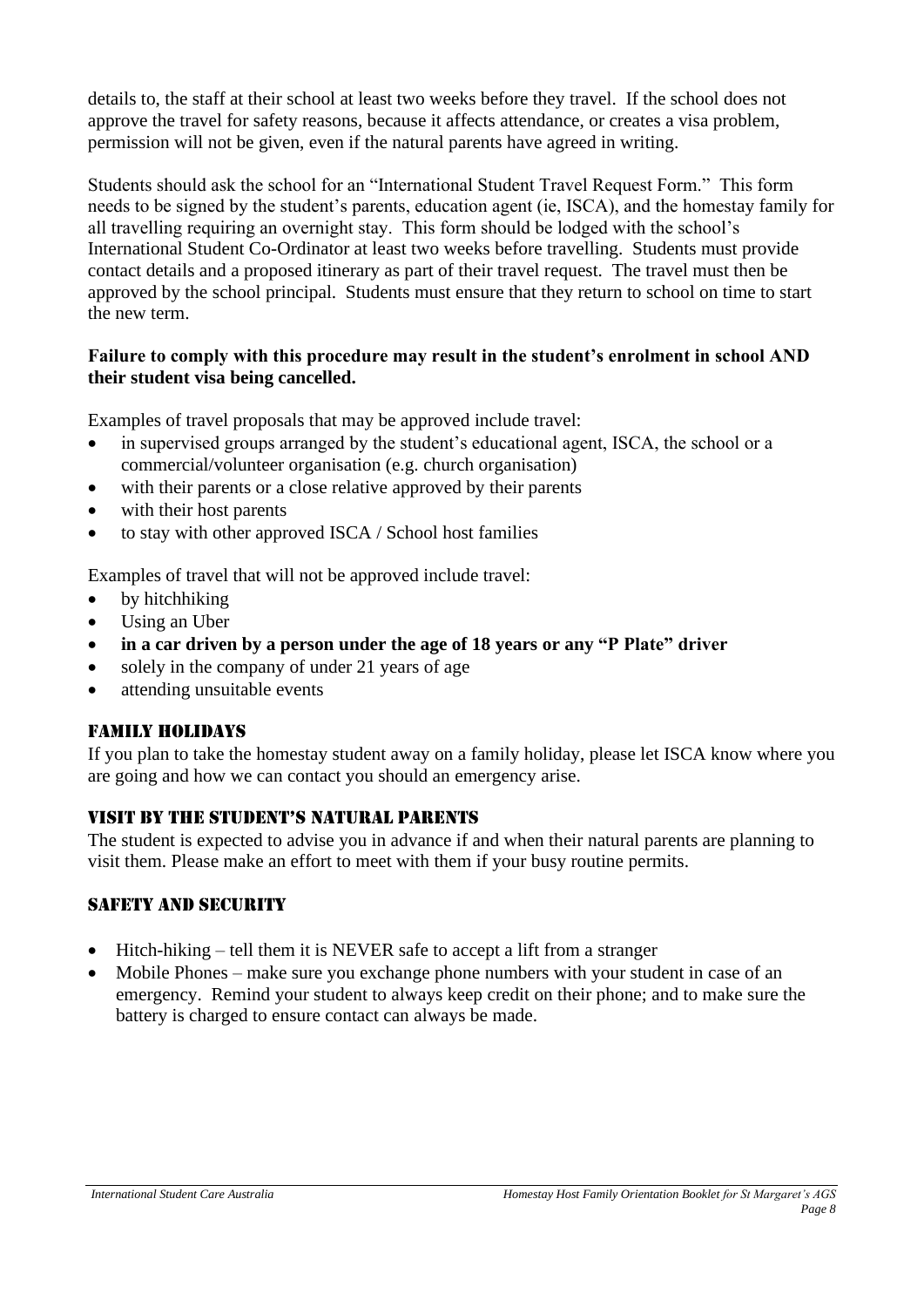details to, the staff at their school at least two weeks before they travel. If the school does not approve the travel for safety reasons, because it affects attendance, or creates a visa problem, permission will not be given, even if the natural parents have agreed in writing.

Students should ask the school for an "International Student Travel Request Form." This form needs to be signed by the student's parents, education agent (ie, ISCA), and the homestay family for all travelling requiring an overnight stay. This form should be lodged with the school's International Student Co-Ordinator at least two weeks before travelling. Students must provide contact details and a proposed itinerary as part of their travel request. The travel must then be approved by the school principal. Students must ensure that they return to school on time to start the new term.

**Failure to comply with this procedure may result in the student's enrolment in school AND their student visa being cancelled.**

Examples of travel proposals that may be approved include travel:

- in supervised groups arranged by the student's educational agent, ISCA, the school or a commercial/volunteer organisation (e.g. church organisation)
- with their parents or a close relative approved by their parents
- with their host parents
- to stay with other approved ISCA / School host families

Examples of travel that will not be approved include travel:

- by hitchhiking
- Using an Uber
- **in a car driven by a person under the age of 18 years or any "P Plate" driver**
- solely in the company of under 21 years of age
- attending unsuitable events

## FAMILY HOLIDAYS

If you plan to take the homestay student away on a family holiday, please let ISCA know where you are going and how we can contact you should an emergency arise.

## VISIT BY THE STUDENT'S NATURAL PARENTS

The student is expected to advise you in advance if and when their natural parents are planning to visit them. Please make an effort to meet with them if your busy routine permits.

## SAFETY AND SECURITY

- Hitch-hiking – tell them it is NEVER safe to accept a lift from a stranger
- Mobile Phones – make sure you exchange phone numbers with your student in case of an emergency. Remind your student to always keep credit on their phone; and to make sure the battery is charged to ensure contact can always be made.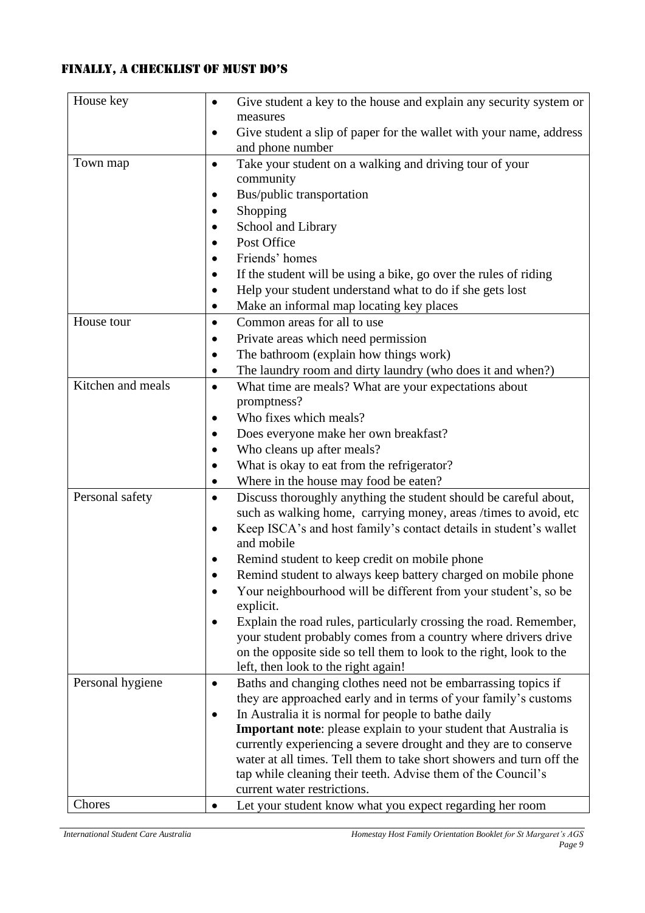## FINALLY, A CHECKLIST OF MUST DO'S

| | |
|---|---|
| House key | • Give student a key to the house and explain any security system or measures<br>• Give student a slip of paper for the wallet with your name, address and phone number |
| Town map | • Take your student on a walking and driving tour of your community<br>• Bus/public transportation<br>• Shopping<br>• School and Library<br>• Post Office<br>• Friends' homes<br>• If the student will be using a bike, go over the rules of riding<br>• Help your student understand what to do if she gets lost<br>• Make an informal map locating key places |
| House tour | • Common areas for all to use<br>• Private areas which need permission<br>• The bathroom (explain how things work)<br>• The laundry room and dirty laundry (who does it and when?) |
| Kitchen and meals | • What time are meals? What are your expectations about promptness?<br>• Who fixes which meals?<br>• Does everyone make her own breakfast?<br>• Who cleans up after meals?<br>• What is okay to eat from the refrigerator?<br>• Where in the house may food be eaten? |
| Personal safety | • Discuss thoroughly anything the student should be careful about, such as walking home, carrying money, areas /times to avoid, etc<br>• Keep ISCA's and host family's contact details in student's wallet and mobile<br>• Remind student to keep credit on mobile phone<br>• Remind student to always keep battery charged on mobile phone<br>• Your neighbourhood will be different from your student's, so be explicit.<br>• Explain the road rules, particularly crossing the road. Remember, your student probably comes from a country where drivers drive on the opposite side so tell them to look to the right, look to the left, then look to the right again! |
| Personal hygiene | • Baths and changing clothes need not be embarrassing topics if they are approached early and in terms of your family's customs<br>• In Australia it is normal for people to bathe daily<br>**Important note**: please explain to your student that Australia is currently experiencing a severe drought and they are to conserve water at all times. Tell them to take short showers and turn off the tap while cleaning their teeth. Advise them of the Council's current water restrictions. |
| Chores | • Let your student know what you expect regarding her room |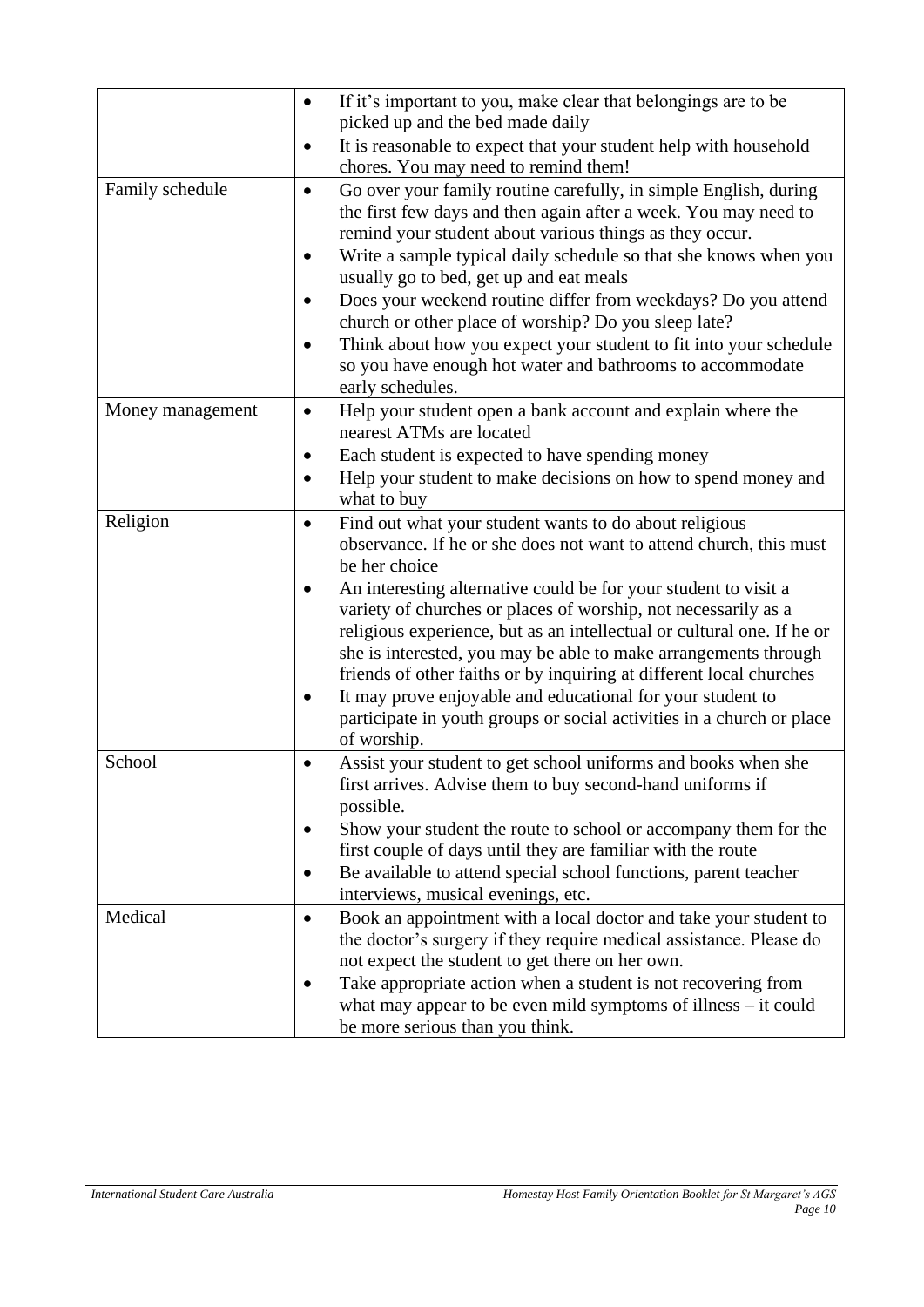| | |
|---|---|
| | • If it's important to you, make clear that belongings are to be picked up and the bed made daily<br>• It is reasonable to expect that your student help with household chores. You may need to remind them! |
| Family schedule | • Go over your family routine carefully, in simple English, during the first few days and then again after a week. You may need to remind your student about various things as they occur.<br>• Write a sample typical daily schedule so that she knows when you usually go to bed, get up and eat meals<br>• Does your weekend routine differ from weekdays? Do you attend church or other place of worship? Do you sleep late?<br>• Think about how you expect your student to fit into your schedule so you have enough hot water and bathrooms to accommodate early schedules. |
| Money management | • Help your student open a bank account and explain where the nearest ATMs are located<br>• Each student is expected to have spending money<br>• Help your student to make decisions on how to spend money and what to buy |
| Religion | • Find out what your student wants to do about religious observance. If he or she does not want to attend church, this must be her choice<br>• An interesting alternative could be for your student to visit a variety of churches or places of worship, not necessarily as a religious experience, but as an intellectual or cultural one. If he or she is interested, you may be able to make arrangements through friends of other faiths or by inquiring at different local churches<br>• It may prove enjoyable and educational for your student to participate in youth groups or social activities in a church or place of worship. |
| School | • Assist your student to get school uniforms and books when she first arrives. Advise them to buy second-hand uniforms if possible.<br>• Show your student the route to school or accompany them for the first couple of days until they are familiar with the route<br>• Be available to attend special school functions, parent teacher interviews, musical evenings, etc. |
| Medical | • Book an appointment with a local doctor and take your student to the doctor's surgery if they require medical assistance. Please do not expect the student to get there on her own.<br>• Take appropriate action when a student is not recovering from what may appear to be even mild symptoms of illness – it could be more serious than you think. |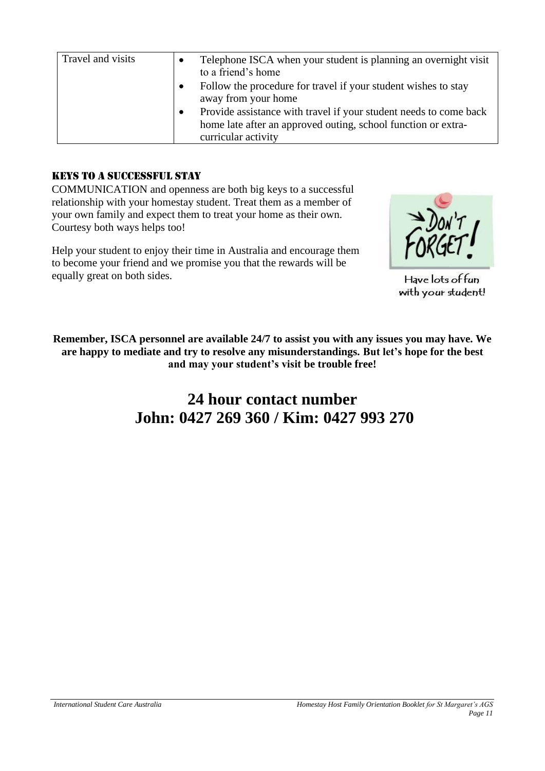| | |
|---|---|
| Travel and visits | • Telephone ISCA when your student is planning an overnight visit to a friend's home<br>• Follow the procedure for travel if your student wishes to stay away from your home<br>• Provide assistance with travel if your student needs to come back home late after an approved outing, school function or extra-curricular activity |

## KEYS TO A SUCCESSFUL STAY

COMMUNICATION and openness are both big keys to a successful relationship with your homestay student. Treat them as a member of your own family and expect them to treat your home as their own. Courtesy both ways helps too!

Help your student to enjoy their time in Australia and encourage them to become your friend and we promise you that the rewards will be equally great on both sides.

DON'T FORGET!

Have lots of fun with your student!

**Remember, ISCA personnel are available 24/7 to assist you with any issues you may have. We are happy to mediate and try to resolve any misunderstandings. But let's hope for the best and may your student's visit be trouble free!**

# 24 hour contact number
# John: 0427 269 360 / Kim: 0427 993 270